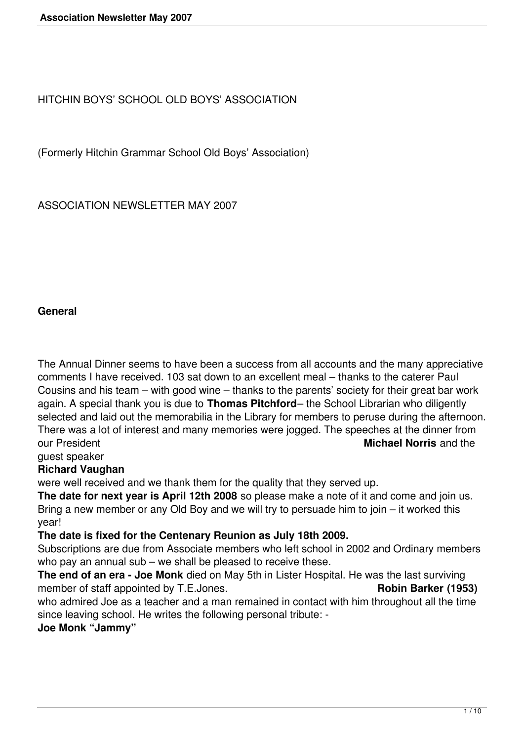HITCHIN BOYS' SCHOOL OLD BOYS' ASSOCIATION

(Formerly Hitchin Grammar School Old Boys' Association)

ASSOCIATION NEWSLETTER MAY 2007

**General**

The Annual Dinner seems to have been a success from all accounts and the many appreciative comments I have received. 103 sat down to an excellent meal – thanks to the caterer Paul Cousins and his team – with good wine – thanks to the parents' society for their great bar work again. A special thank you is due to **Thomas Pitchford**– the School Librarian who diligently selected and laid out the memorabilia in the Library for members to peruse during the afternoon. There was a lot of interest and many memories were jogged. The speeches at the dinner from our President **Michael Norris** and the guest speaker **Richard Vaughan** were well received and we thank them for the quality that they served up.

**The date for next year is April 12th 2008** so please make a note of it and come and join us. Bring a new member or any Old Boy and we will try to persuade him to join – it worked this year!

**The date is fixed for the Centenary Reunion as July 18th 2009.**

Subscriptions are due from Associate members who left school in 2002 and Ordinary members who pay an annual sub – we shall be pleased to receive these.

**The end of an era - Joe Monk** died on May 5th in Lister Hospital. He was the last surviving member of staff appointed by T.E.Jones. **Robin Barker (1953)** who admired Joe as a teacher and a man remained in contact with him throughout all the time since leaving school. He writes the following personal tribute: -

**Joe Monk "Jammy"**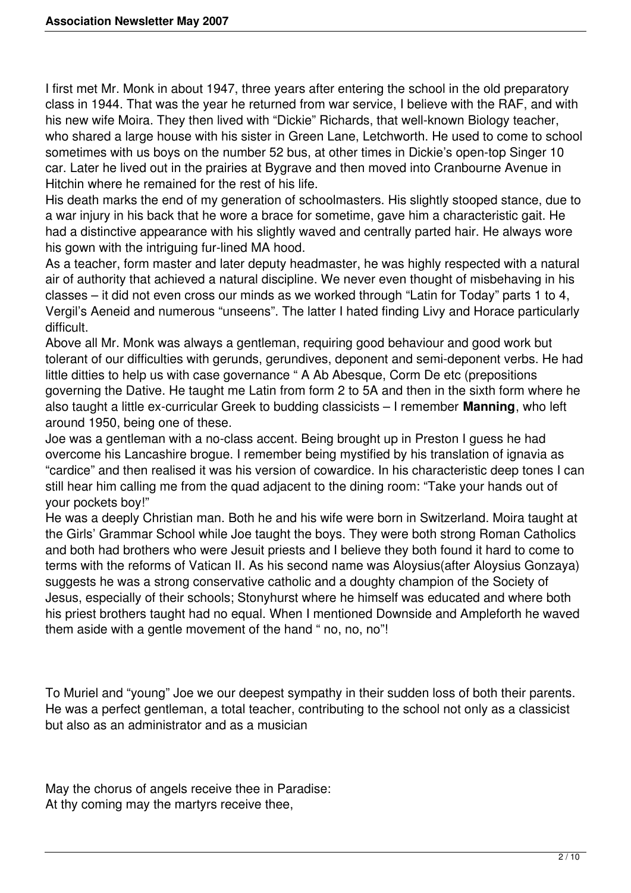I first met Mr. Monk in about 1947, three years after entering the school in the old preparatory class in 1944. That was the year he returned from war service, I believe with the RAF, and with his new wife Moira. They then lived with “Dickie” Richards, that well-known Biology teacher, who shared a large house with his sister in Green Lane, Letchworth. He used to come to school sometimes with us boys on the number 52 bus, at other times in Dickie’s open-top Singer 10 car. Later he lived out in the prairies at Bygrave and then moved into Cranbourne Avenue in Hitchin where he remained for the rest of his life.

His death marks the end of my generation of schoolmasters. His slightly stooped stance, due to a war injury in his back that he wore a brace for sometime, gave him a characteristic gait. He had a distinctive appearance with his slightly waved and centrally parted hair. He always wore his gown with the intriguing fur-lined MA hood.

As a teacher, form master and later deputy headmaster, he was highly respected with a natural air of authority that achieved a natural discipline. We never even thought of misbehaving in his classes – it did not even cross our minds as we worked through “Latin for Today” parts 1 to 4, Vergil’s Aeneid and numerous “unseens”. The latter I hated finding Livy and Horace particularly difficult.

Above all Mr. Monk was always a gentleman, requiring good behaviour and good work but tolerant of our difficulties with gerunds, gerundives, deponent and semi-deponent verbs. He had little ditties to help us with case governance “ A Ab Abesque, Corm De etc (prepositions governing the Dative. He taught me Latin from form 2 to 5A and then in the sixth form where he also taught a little ex-curricular Greek to budding classicists – I remember **Manning**, who left around 1950, being one of these.

Joe was a gentleman with a no-class accent. Being brought up in Preston I guess he had overcome his Lancashire brogue. I remember being mystified by his translation of ignavia as “cardice” and then realised it was his version of cowardice. In his characteristic deep tones I can still hear him calling me from the quad adjacent to the dining room: “Take your hands out of your pockets boy!”

He was a deeply Christian man. Both he and his wife were born in Switzerland. Moira taught at the Girls’ Grammar School while Joe taught the boys. They were both strong Roman Catholics and both had brothers who were Jesuit priests and I believe they both found it hard to come to terms with the reforms of Vatican II. As his second name was Aloysius(after Aloysius Gonzaya) suggests he was a strong conservative catholic and a doughty champion of the Society of Jesus, especially of their schools; Stonyhurst where he himself was educated and where both his priest brothers taught had no equal. When I mentioned Downside and Ampleforth he waved them aside with a gentle movement of the hand “ no, no, no”!

To Muriel and “young” Joe we our deepest sympathy in their sudden loss of both their parents. He was a perfect gentleman, a total teacher, contributing to the school not only as a classicist but also as an administrator and as a musician

May the chorus of angels receive thee in Paradise:
At thy coming may the martyrs receive thee,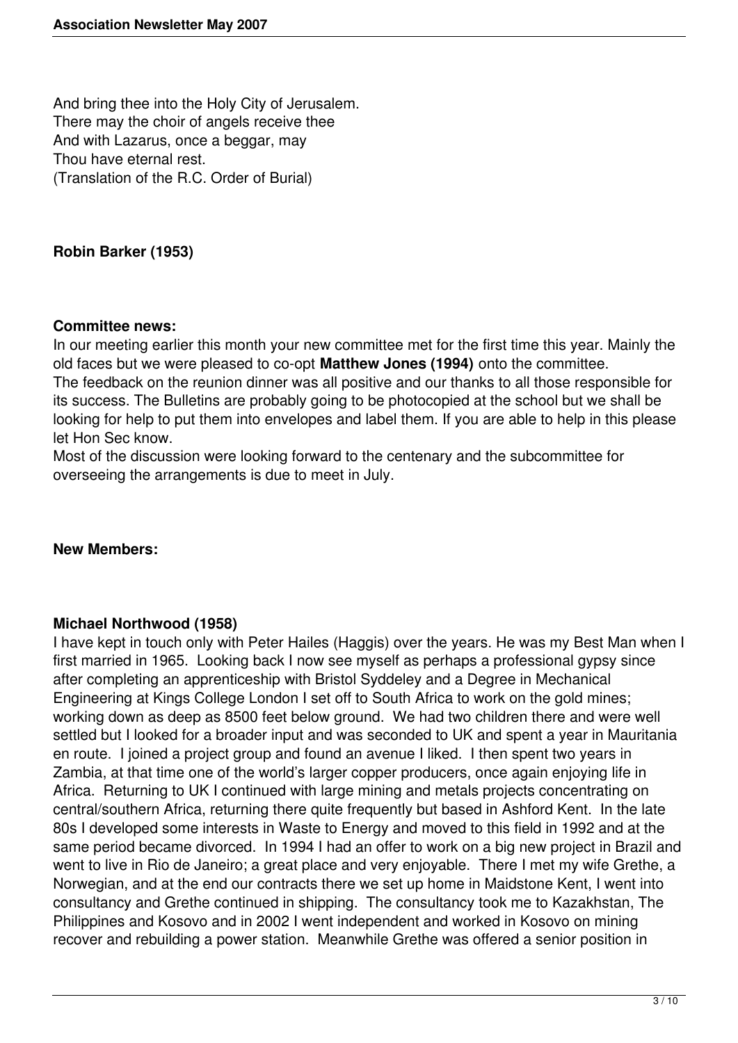And bring thee into the Holy City of Jerusalem.  
There may the choir of angels receive thee  
And with Lazarus, once a beggar, may  
Thou have eternal rest.  
(Translation of the R.C. Order of Burial)

**Robin Barker (1953)**

**Committee news:**

In our meeting earlier this month your new committee met for the first time this year. Mainly the old faces but we were pleased to co-opt **Matthew Jones (1994)** onto the committee.
The feedback on the reunion dinner was all positive and our thanks to all those responsible for its success. The Bulletins are probably going to be photocopied at the school but we shall be looking for help to put them into envelopes and label them. If you are able to help in this please let Hon Sec know.
Most of the discussion were looking forward to the centenary and the subcommittee for overseeing the arrangements is due to meet in July.

**New Members:**

**Michael Northwood (1958)**

I have kept in touch only with Peter Hailes (Haggis) over the years. He was my Best Man when I first married in 1965. Looking back I now see myself as perhaps a professional gypsy since after completing an apprenticeship with Bristol Syddeley and a Degree in Mechanical Engineering at Kings College London I set off to South Africa to work on the gold mines; working down as deep as 8500 feet below ground. We had two children there and were well settled but I looked for a broader input and was seconded to UK and spent a year in Mauritania en route. I joined a project group and found an avenue I liked. I then spent two years in Zambia, at that time one of the world's larger copper producers, once again enjoying life in Africa. Returning to UK I continued with large mining and metals projects concentrating on central/southern Africa, returning there quite frequently but based in Ashford Kent. In the late 80s I developed some interests in Waste to Energy and moved to this field in 1992 and at the same period became divorced. In 1994 I had an offer to work on a big new project in Brazil and went to live in Rio de Janeiro; a great place and very enjoyable. There I met my wife Grethe, a Norwegian, and at the end our contracts there we set up home in Maidstone Kent, I went into consultancy and Grethe continued in shipping. The consultancy took me to Kazakhstan, The Philippines and Kosovo and in 2002 I went independent and worked in Kosovo on mining recover and rebuilding a power station. Meanwhile Grethe was offered a senior position in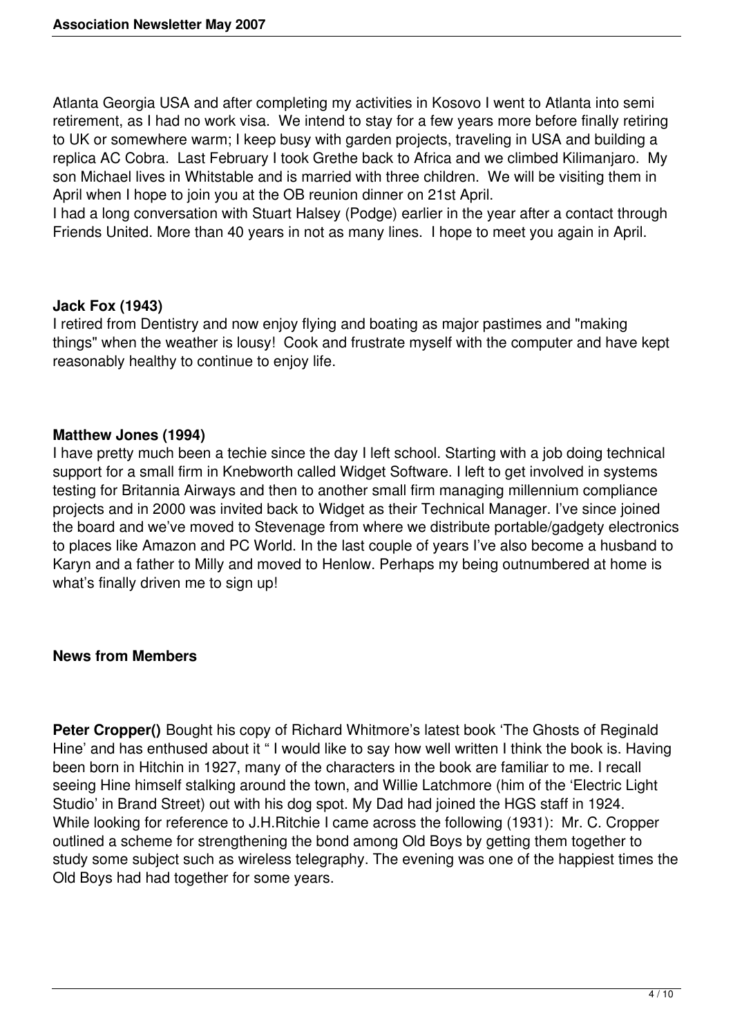Atlanta Georgia USA and after completing my activities in Kosovo I went to Atlanta into semi retirement, as I had no work visa. We intend to stay for a few years more before finally retiring to UK or somewhere warm; I keep busy with garden projects, traveling in USA and building a replica AC Cobra. Last February I took Grethe back to Africa and we climbed Kilimanjaro. My son Michael lives in Whitstable and is married with three children. We will be visiting them in April when I hope to join you at the OB reunion dinner on 21st April.
I had a long conversation with Stuart Halsey (Podge) earlier in the year after a contact through Friends United. More than 40 years in not as many lines. I hope to meet you again in April.

**Jack Fox (1943)**
I retired from Dentistry and now enjoy flying and boating as major pastimes and "making things" when the weather is lousy! Cook and frustrate myself with the computer and have kept reasonably healthy to continue to enjoy life.

**Matthew Jones (1994)**
I have pretty much been a techie since the day I left school. Starting with a job doing technical support for a small firm in Knebworth called Widget Software. I left to get involved in systems testing for Britannia Airways and then to another small firm managing millennium compliance projects and in 2000 was invited back to Widget as their Technical Manager. I've since joined the board and we've moved to Stevenage from where we distribute portable/gadgety electronics to places like Amazon and PC World. In the last couple of years I've also become a husband to Karyn and a father to Milly and moved to Henlow. Perhaps my being outnumbered at home is what's finally driven me to sign up!

**News from Members**

**Peter Cropper()** Bought his copy of Richard Whitmore's latest book 'The Ghosts of Reginald Hine' and has enthused about it " I would like to say how well written I think the book is. Having been born in Hitchin in 1927, many of the characters in the book are familiar to me. I recall seeing Hine himself stalking around the town, and Willie Latchmore (him of the 'Electric Light Studio' in Brand Street) out with his dog spot. My Dad had joined the HGS staff in 1924.
While looking for reference to J.H.Ritchie I came across the following (1931): Mr. C. Cropper outlined a scheme for strengthening the bond among Old Boys by getting them together to study some subject such as wireless telegraphy. The evening was one of the happiest times the Old Boys had had together for some years.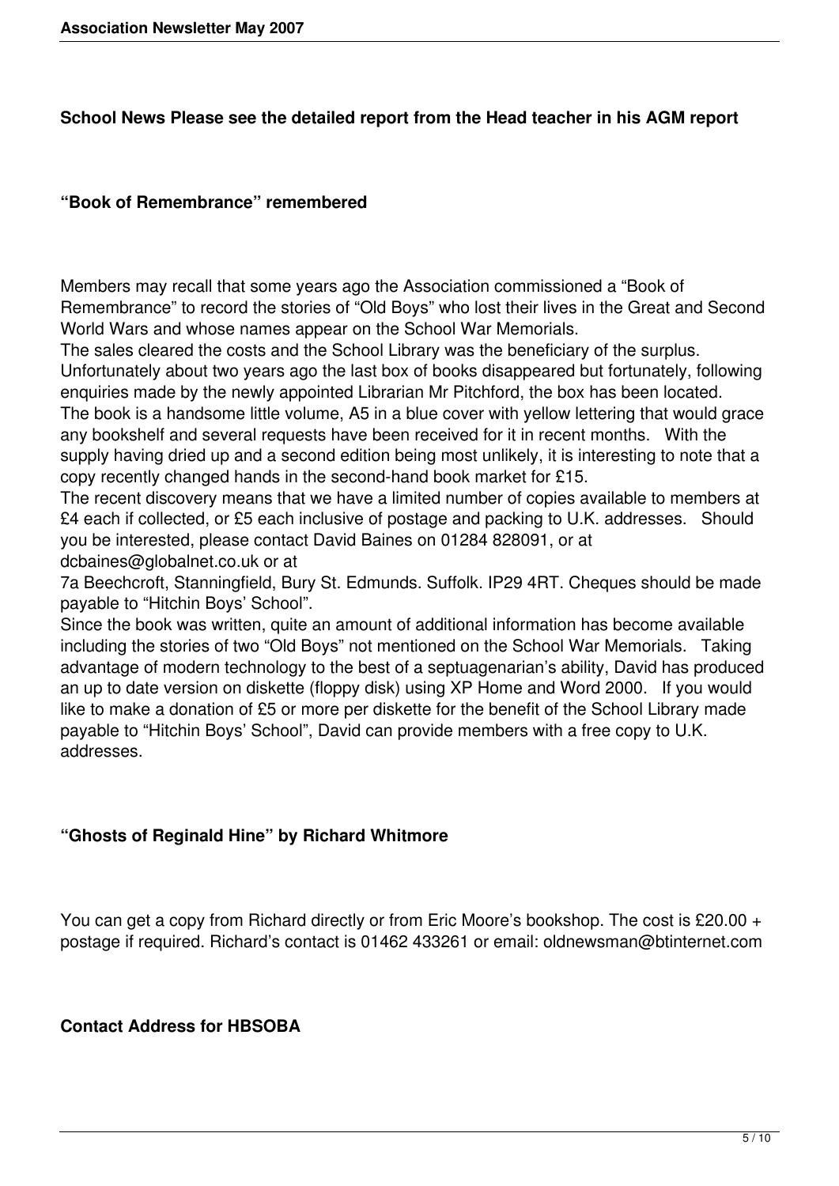**School News Please see the detailed report from the Head teacher in his AGM report**

## "Book of Remembrance" remembered

Members may recall that some years ago the Association commissioned a "Book of Remembrance" to record the stories of "Old Boys" who lost their lives in the Great and Second World Wars and whose names appear on the School War Memorials.

The sales cleared the costs and the School Library was the beneficiary of the surplus. Unfortunately about two years ago the last box of books disappeared but fortunately, following enquiries made by the newly appointed Librarian Mr Pitchford, the box has been located. The book is a handsome little volume, A5 in a blue cover with yellow lettering that would grace any bookshelf and several requests have been received for it in recent months. With the supply having dried up and a second edition being most unlikely, it is interesting to note that a copy recently changed hands in the second-hand book market for £15.

The recent discovery means that we have a limited number of copies available to members at £4 each if collected, or £5 each inclusive of postage and packing to U.K. addresses. Should you be interested, please contact David Baines on 01284 828091, or at dcbaines@globalnet.co.uk or at 7a Beechcroft, Stanningfield, Bury St. Edmunds. Suffolk. IP29 4RT. Cheques should be made payable to "Hitchin Boys' School".

Since the book was written, quite an amount of additional information has become available including the stories of two "Old Boys" not mentioned on the School War Memorials. Taking advantage of modern technology to the best of a septuagenarian's ability, David has produced an up to date version on diskette (floppy disk) using XP Home and Word 2000. If you would like to make a donation of £5 or more per diskette for the benefit of the School Library made payable to "Hitchin Boys' School", David can provide members with a free copy to U.K. addresses.

## "Ghosts of Reginald Hine" by Richard Whitmore

You can get a copy from Richard directly or from Eric Moore's bookshop. The cost is £20.00 + postage if required. Richard's contact is 01462 433261 or email: oldnewsman@btinternet.com

## Contact Address for HBSOBA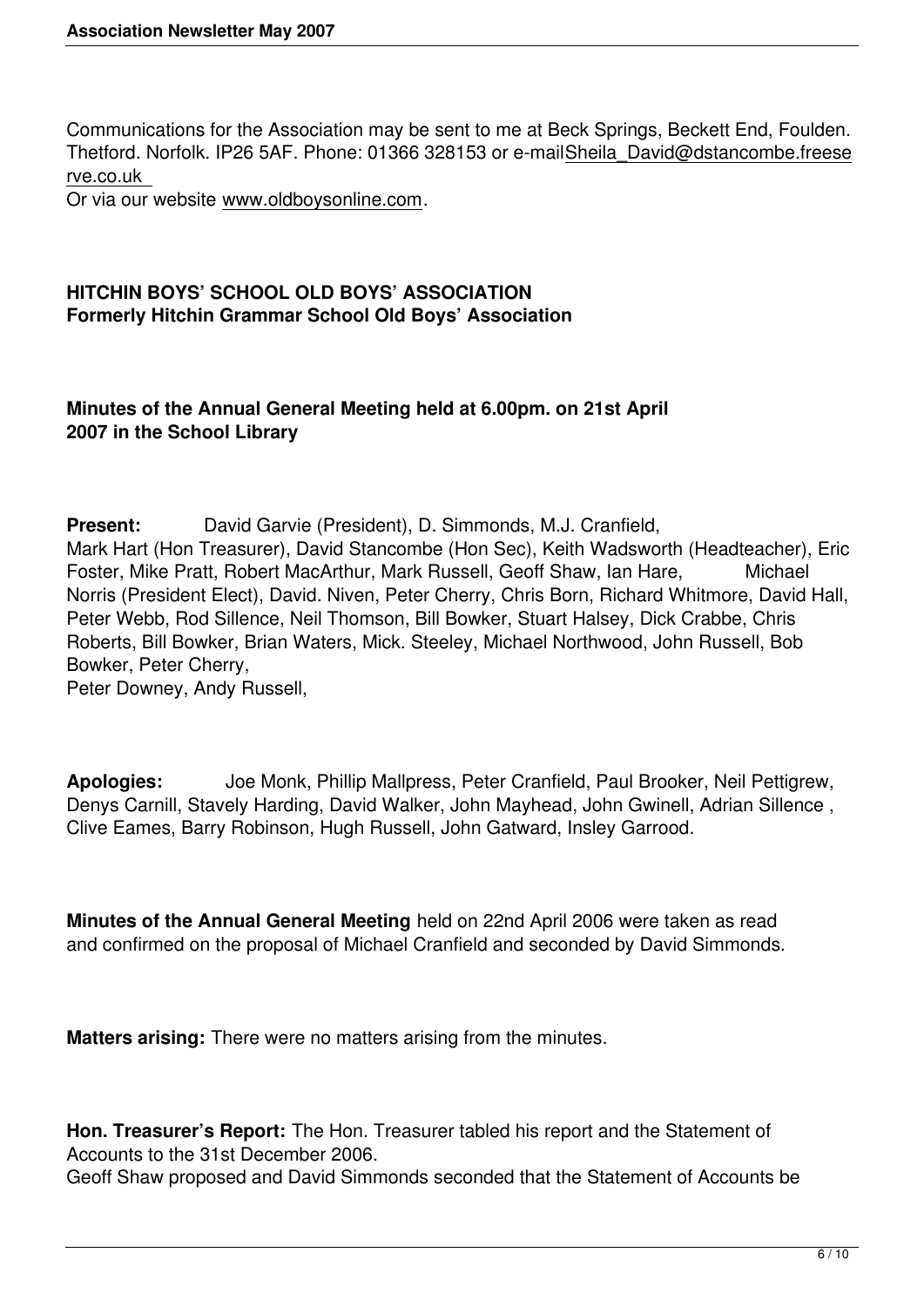Communications for the Association may be sent to me at Beck Springs, Beckett End, Foulden. Thetford. Norfolk. IP26 5AF. Phone: 01366 328153 or e-mailSheila_David@dstancombe.freeserve.co.uk

Or via our website www.oldboysonline.com.

**HITCHIN BOYS' SCHOOL OLD BOYS' ASSOCIATION**
**Formerly Hitchin Grammar School Old Boys' Association**

**Minutes of the Annual General Meeting held at 6.00pm. on 21st April 2007 in the School Library**

**Present:** David Garvie (President), D. Simmonds, M.J. Cranfield, Mark Hart (Hon Treasurer), David Stancombe (Hon Sec), Keith Wadsworth (Headteacher), Eric Foster, Mike Pratt, Robert MacArthur, Mark Russell, Geoff Shaw, Ian Hare, Michael Norris (President Elect), David. Niven, Peter Cherry, Chris Born, Richard Whitmore, David Hall, Peter Webb, Rod Sillence, Neil Thomson, Bill Bowker, Stuart Halsey, Dick Crabbe, Chris Roberts, Bill Bowker, Brian Waters, Mick. Steeley, Michael Northwood, John Russell, Bob Bowker, Peter Cherry,
Peter Downey, Andy Russell,

**Apologies:** Joe Monk, Phillip Mallpress, Peter Cranfield, Paul Brooker, Neil Pettigrew, Denys Carnill, Stavely Harding, David Walker, John Mayhead, John Gwinell, Adrian Sillence , Clive Eames, Barry Robinson, Hugh Russell, John Gatward, Insley Garrood.

**Minutes of the Annual General Meeting** held on 22nd April 2006 were taken as read and confirmed on the proposal of Michael Cranfield and seconded by David Simmonds.

**Matters arising:** There were no matters arising from the minutes.

**Hon. Treasurer's Report:** The Hon. Treasurer tabled his report and the Statement of Accounts to the 31st December 2006.
Geoff Shaw proposed and David Simmonds seconded that the Statement of Accounts be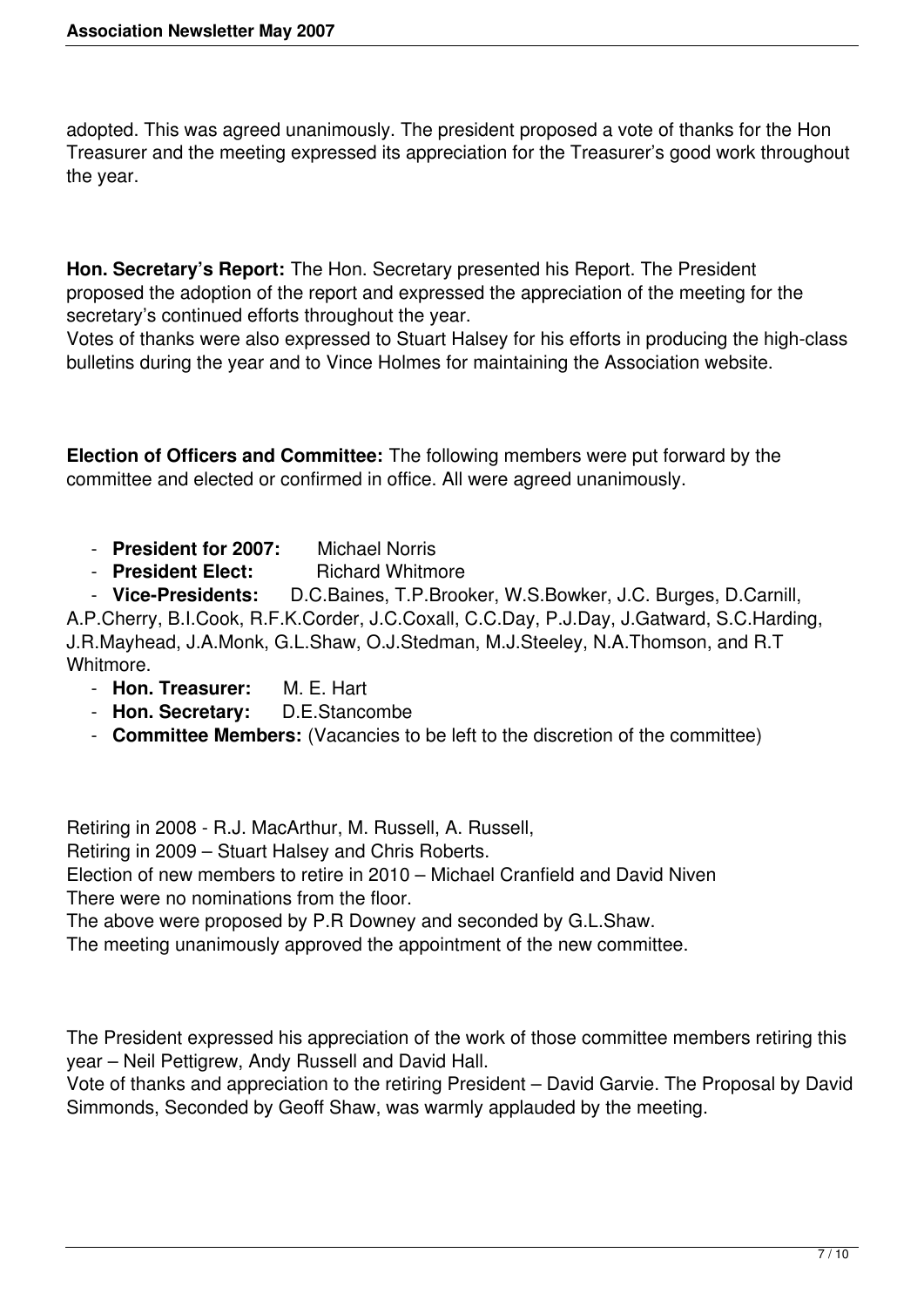adopted. This was agreed unanimously. The president proposed a vote of thanks for the Hon Treasurer and the meeting expressed its appreciation for the Treasurer's good work throughout the year.

**Hon. Secretary's Report:** The Hon. Secretary presented his Report. The President proposed the adoption of the report and expressed the appreciation of the meeting for the secretary's continued efforts throughout the year.
Votes of thanks were also expressed to Stuart Halsey for his efforts in producing the high-class bulletins during the year and to Vince Holmes for maintaining the Association website.

**Election of Officers and Committee:** The following members were put forward by the committee and elected or confirmed in office. All were agreed unanimously.

- **President for 2007:** Michael Norris
- **President Elect:** Richard Whitmore
- **Vice-Presidents:** D.C.Baines, T.P.Brooker, W.S.Bowker, J.C. Burges, D.Carnill, A.P.Cherry, B.I.Cook, R.F.K.Corder, J.C.Coxall, C.C.Day, P.J.Day, J.Gatward, S.C.Harding, J.R.Mayhead, J.A.Monk, G.L.Shaw, O.J.Stedman, M.J.Steeley, N.A.Thomson, and R.T Whitmore.
- **Hon. Treasurer:** M. E. Hart
- **Hon. Secretary:** D.E.Stancombe
- **Committee Members:** (Vacancies to be left to the discretion of the committee)

Retiring in 2008 - R.J. MacArthur, M. Russell, A. Russell,
Retiring in 2009 – Stuart Halsey and Chris Roberts.
Election of new members to retire in 2010 – Michael Cranfield and David Niven
There were no nominations from the floor.
The above were proposed by P.R Downey and seconded by G.L.Shaw.
The meeting unanimously approved the appointment of the new committee.

The President expressed his appreciation of the work of those committee members retiring this year – Neil Pettigrew, Andy Russell and David Hall.
Vote of thanks and appreciation to the retiring President – David Garvie. The Proposal by David Simmonds, Seconded by Geoff Shaw, was warmly applauded by the meeting.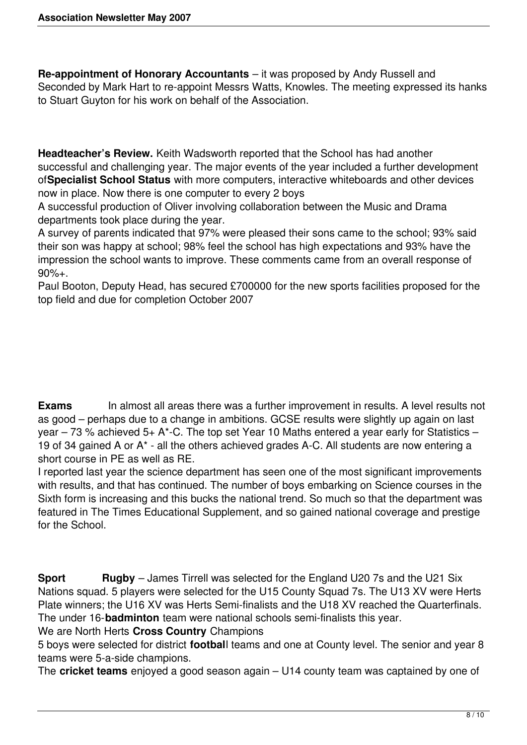**Re-appointment of Honorary Accountants** – it was proposed by Andy Russell and Seconded by Mark Hart to re-appoint Messrs Watts, Knowles. The meeting expressed its hanks to Stuart Guyton for his work on behalf of the Association.

**Headteacher's Review.** Keith Wadsworth reported that the School has had another successful and challenging year. The major events of the year included a further development of**Specialist School Status** with more computers, interactive whiteboards and other devices now in place. Now there is one computer to every 2 boys

A successful production of Oliver involving collaboration between the Music and Drama departments took place during the year.

A survey of parents indicated that 97% were pleased their sons came to the school; 93% said their son was happy at school; 98% feel the school has high expectations and 93% have the impression the school wants to improve. These comments came from an overall response of 90%+.

Paul Booton, Deputy Head, has secured £700000 for the new sports facilities proposed for the top field and due for completion October 2007

**Exams** In almost all areas there was a further improvement in results. A level results not as good – perhaps due to a change in ambitions. GCSE results were slightly up again on last year – 73 % achieved 5+ A*-C. The top set Year 10 Maths entered a year early for Statistics – 19 of 34 gained A or A* - all the others achieved grades A-C. All students are now entering a short course in PE as well as RE.

I reported last year the science department has seen one of the most significant improvements with results, and that has continued. The number of boys embarking on Science courses in the Sixth form is increasing and this bucks the national trend. So much so that the department was featured in The Times Educational Supplement, and so gained national coverage and prestige for the School.

**Sport** **Rugby** – James Tirrell was selected for the England U20 7s and the U21 Six Nations squad. 5 players were selected for the U15 County Squad 7s. The U13 XV were Herts Plate winners; the U16 XV was Herts Semi-finalists and the U18 XV reached the Quarterfinals. The under 16-**badminton** team were national schools semi-finalists this year.

We are North Herts **Cross Country** Champions

5 boys were selected for district **footbal**l teams and one at County level. The senior and year 8 teams were 5-a-side champions.

The **cricket teams** enjoyed a good season again – U14 county team was captained by one of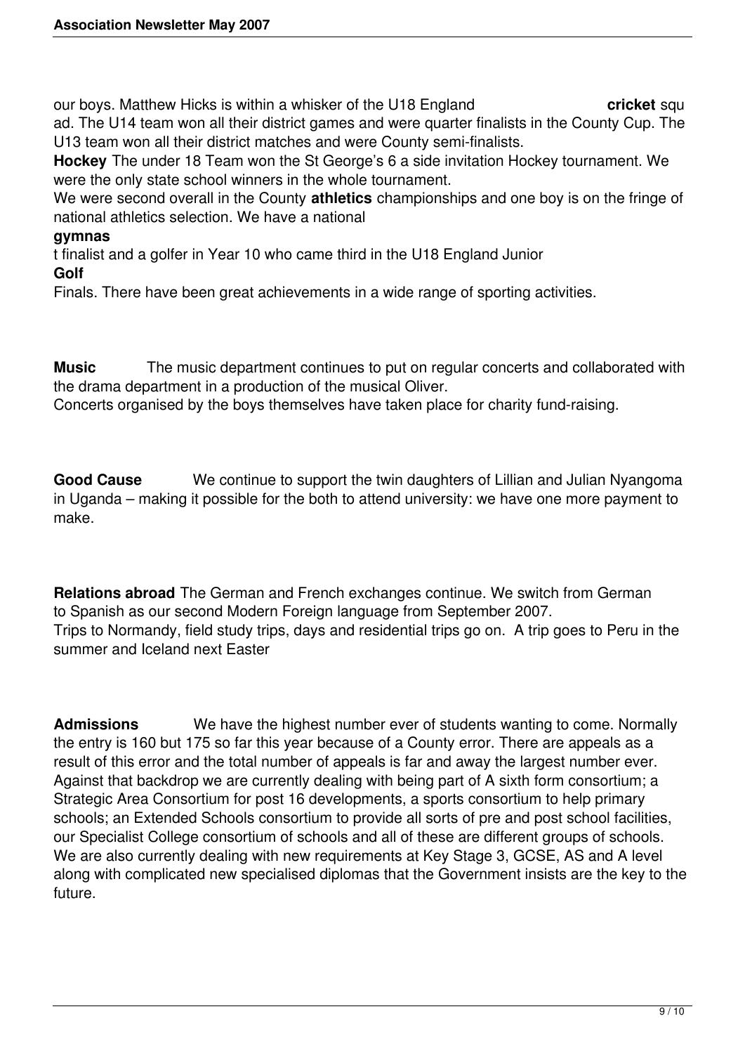our boys. Matthew Hicks is within a whisker of the U18 England **cricket** squad. The U14 team won all their district games and were quarter finalists in the County Cup. The U13 team won all their district matches and were County semi-finalists.

**Hockey** The under 18 Team won the St George's 6 a side invitation Hockey tournament. We were the only state school winners in the whole tournament.

We were second overall in the County **athletics** championships and one boy is on the fringe of national athletics selection. We have a national **gymnast** finalist and a golfer in Year 10 who came third in the U18 England Junior **Golf** Finals. There have been great achievements in a wide range of sporting activities.

**Music** The music department continues to put on regular concerts and collaborated with the drama department in a production of the musical Oliver.

Concerts organised by the boys themselves have taken place for charity fund-raising.

**Good Cause** We continue to support the twin daughters of Lillian and Julian Nyangoma in Uganda – making it possible for the both to attend university: we have one more payment to make.

**Relations abroad** The German and French exchanges continue. We switch from German to Spanish as our second Modern Foreign language from September 2007.

Trips to Normandy, field study trips, days and residential trips go on. A trip goes to Peru in the summer and Iceland next Easter

**Admissions** We have the highest number ever of students wanting to come. Normally the entry is 160 but 175 so far this year because of a County error. There are appeals as a result of this error and the total number of appeals is far and away the largest number ever. Against that backdrop we are currently dealing with being part of A sixth form consortium; a Strategic Area Consortium for post 16 developments, a sports consortium to help primary schools; an Extended Schools consortium to provide all sorts of pre and post school facilities, our Specialist College consortium of schools and all of these are different groups of schools. We are also currently dealing with new requirements at Key Stage 3, GCSE, AS and A level along with complicated new specialised diplomas that the Government insists are the key to the future.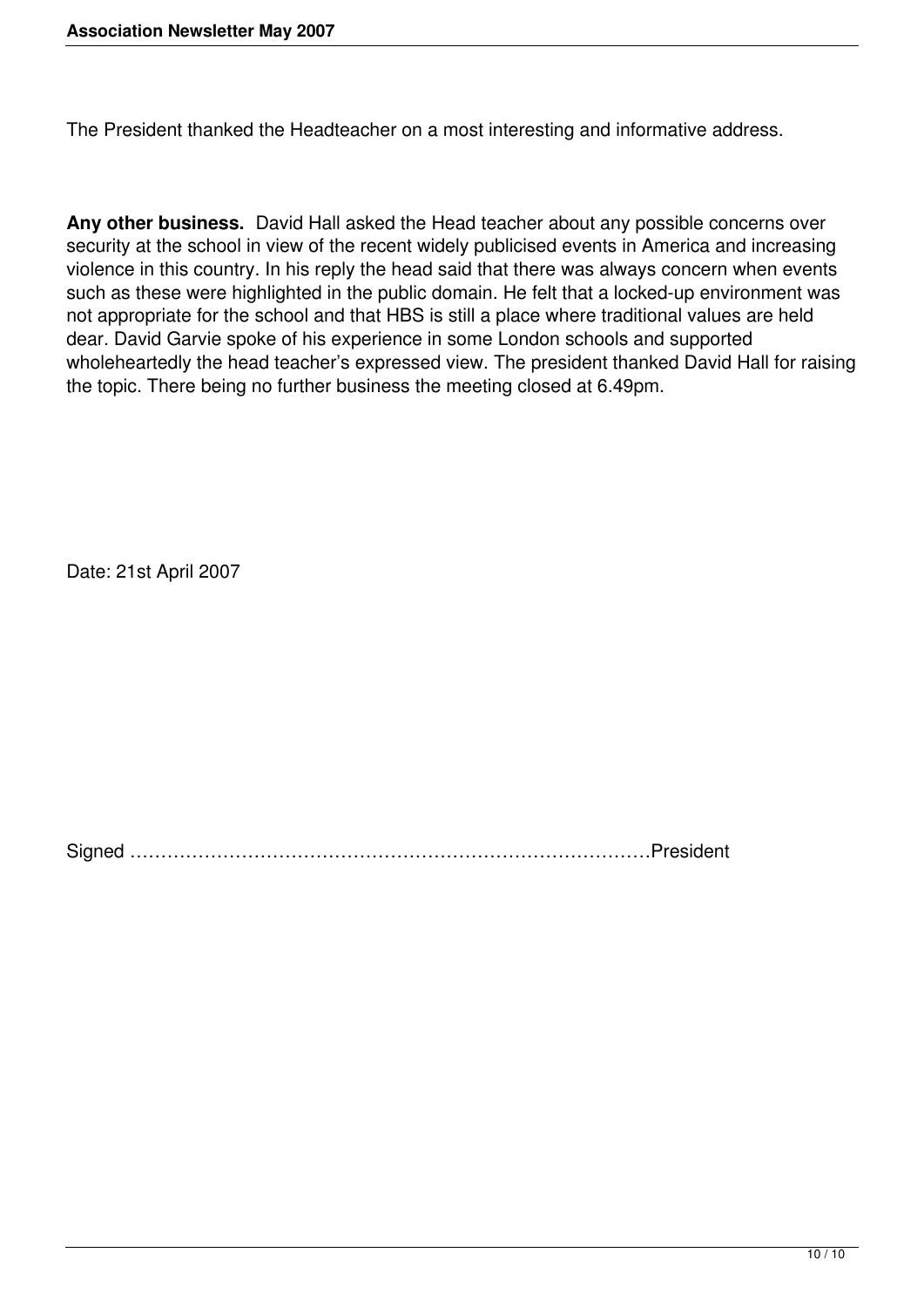The President thanked the Headteacher on a most interesting and informative address.

**Any other business.** David Hall asked the Head teacher about any possible concerns over security at the school in view of the recent widely publicised events in America and increasing violence in this country. In his reply the head said that there was always concern when events such as these were highlighted in the public domain. He felt that a locked-up environment was not appropriate for the school and that HBS is still a place where traditional values are held dear. David Garvie spoke of his experience in some London schools and supported wholeheartedly the head teacher's expressed view. The president thanked David Hall for raising the topic. There being no further business the meeting closed at 6.49pm.

Date: 21st April 2007

Signed ………………………………………………………………………President